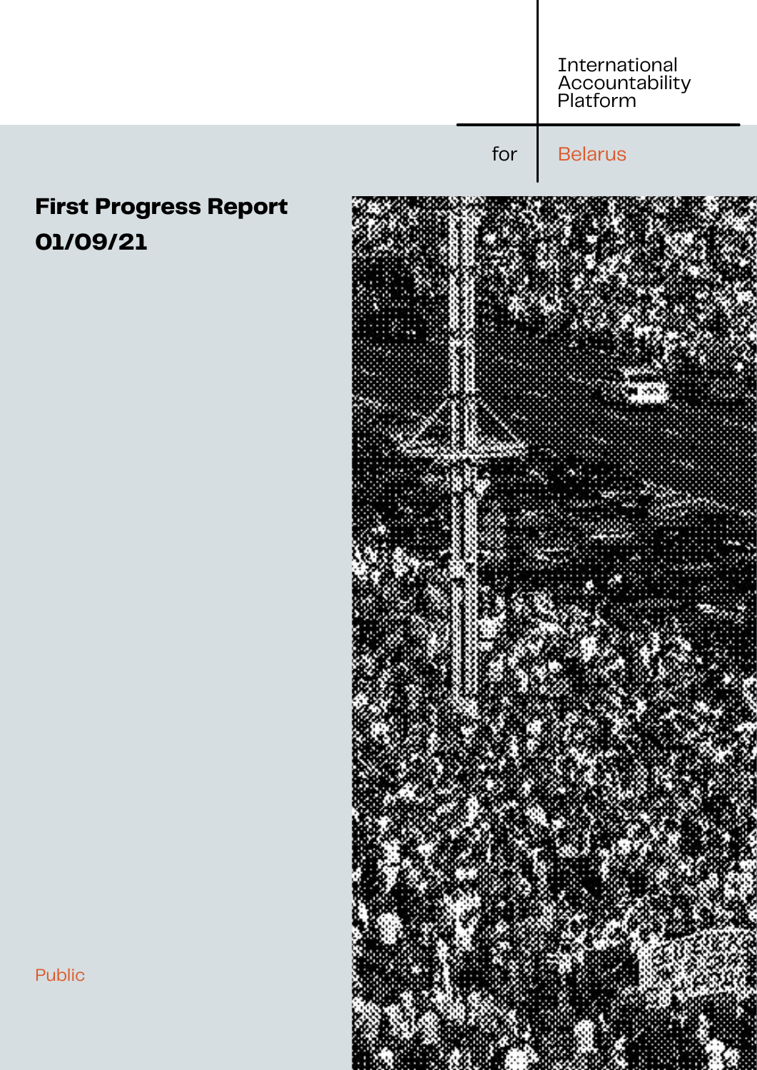International Accountability Platform

for Belarus

# First Progress Report 01/09/21

Public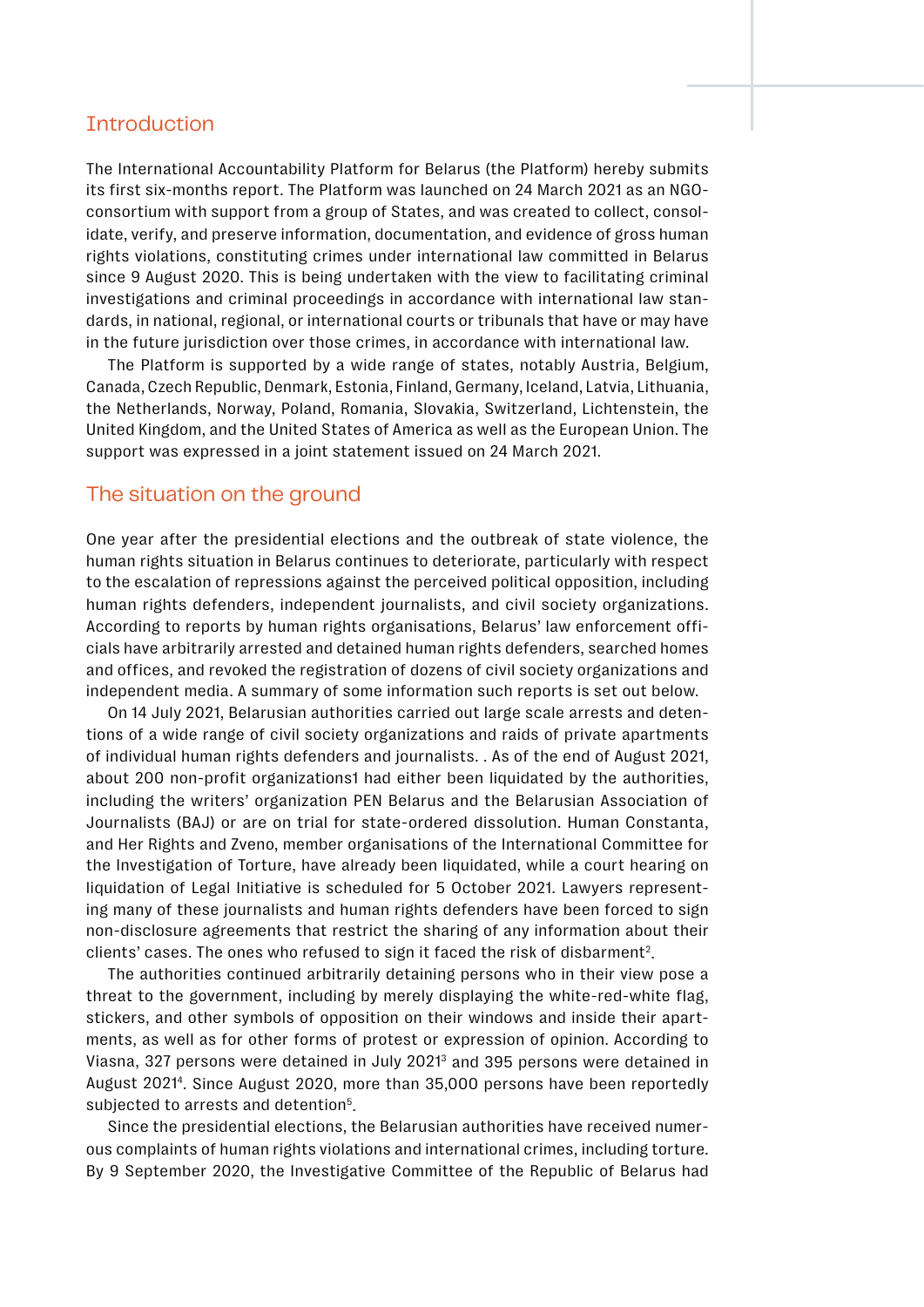## Introduction

The International Accountability Platform for Belarus (the Platform) hereby submits its first six-months report. The Platform was launched on 24 March 2021 as an NGO-consortium with support from a group of States, and was created to collect, consolidate, verify, and preserve information, documentation, and evidence of gross human rights violations, constituting crimes under international law committed in Belarus since 9 August 2020. This is being undertaken with the view to facilitating criminal investigations and criminal proceedings in accordance with international law standards, in national, regional, or international courts or tribunals that have or may have in the future jurisdiction over those crimes, in accordance with international law.

The Platform is supported by a wide range of states, notably Austria, Belgium, Canada, Czech Republic, Denmark, Estonia, Finland, Germany, Iceland, Latvia, Lithuania, the Netherlands, Norway, Poland, Romania, Slovakia, Switzerland, Lichtenstein, the United Kingdom, and the United States of America as well as the European Union. The support was expressed in a joint statement issued on 24 March 2021.

## The situation on the ground

One year after the presidential elections and the outbreak of state violence, the human rights situation in Belarus continues to deteriorate, particularly with respect to the escalation of repressions against the perceived political opposition, including human rights defenders, independent journalists, and civil society organizations. According to reports by human rights organisations, Belarus' law enforcement officials have arbitrarily arrested and detained human rights defenders, searched homes and offices, and revoked the registration of dozens of civil society organizations and independent media. A summary of some information such reports is set out below.

On 14 July 2021, Belarusian authorities carried out large scale arrests and detentions of a wide range of civil society organizations and raids of private apartments of individual human rights defenders and journalists. . As of the end of August 2021, about 200 non-profit organizations1 had either been liquidated by the authorities, including the writers' organization PEN Belarus and the Belarusian Association of Journalists (BAJ) or are on trial for state-ordered dissolution. Human Constanta, and Her Rights and Zveno, member organisations of the International Committee for the Investigation of Torture, have already been liquidated, while a court hearing on liquidation of Legal Initiative is scheduled for 5 October 2021. Lawyers representing many of these journalists and human rights defenders have been forced to sign non-disclosure agreements that restrict the sharing of any information about their clients' cases. The ones who refused to sign it faced the risk of disbarment[2].

The authorities continued arbitrarily detaining persons who in their view pose a threat to the government, including by merely displaying the white-red-white flag, stickers, and other symbols of opposition on their windows and inside their apartments, as well as for other forms of protest or expression of opinion. According to Viasna, 327 persons were detained in July 2021[3] and 395 persons were detained in August 2021[4]. Since August 2020, more than 35,000 persons have been reportedly subjected to arrests and detention[5].

Since the presidential elections, the Belarusian authorities have received numerous complaints of human rights violations and international crimes, including torture. By 9 September 2020, the Investigative Committee of the Republic of Belarus had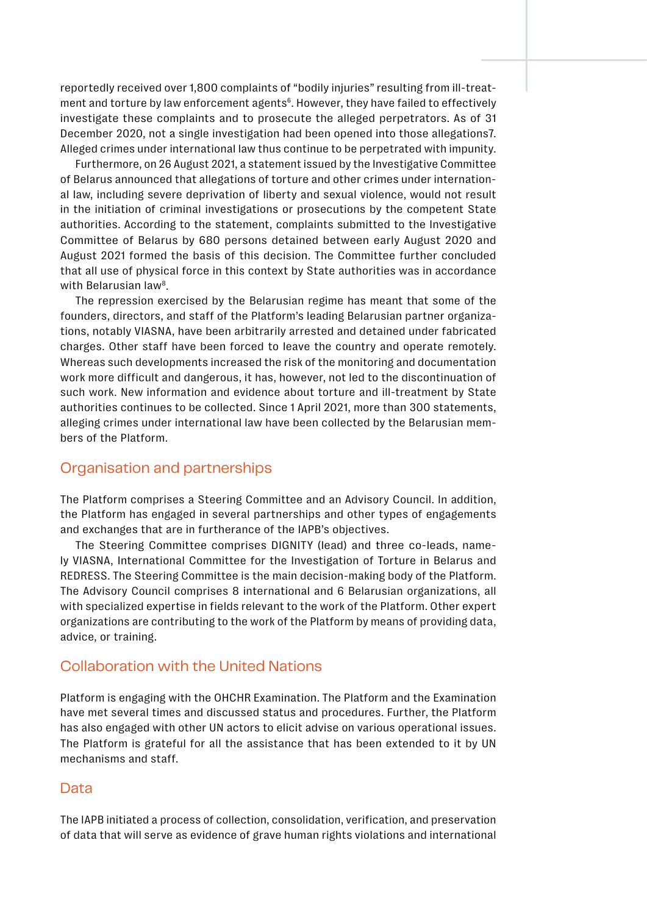reportedly received over 1,800 complaints of "bodily injuries" resulting from ill-treatment and torture by law enforcement agents[6]. However, they have failed to effectively investigate these complaints and to prosecute the alleged perpetrators. As of 31 December 2020, not a single investigation had been opened into those allegations7. Alleged crimes under international law thus continue to be perpetrated with impunity.

Furthermore, on 26 August 2021, a statement issued by the Investigative Committee of Belarus announced that allegations of torture and other crimes under international law, including severe deprivation of liberty and sexual violence, would not result in the initiation of criminal investigations or prosecutions by the competent State authorities. According to the statement, complaints submitted to the Investigative Committee of Belarus by 680 persons detained between early August 2020 and August 2021 formed the basis of this decision. The Committee further concluded that all use of physical force in this context by State authorities was in accordance with Belarusian law[8].

The repression exercised by the Belarusian regime has meant that some of the founders, directors, and staff of the Platform's leading Belarusian partner organizations, notably VIASNA, have been arbitrarily arrested and detained under fabricated charges. Other staff have been forced to leave the country and operate remotely. Whereas such developments increased the risk of the monitoring and documentation work more difficult and dangerous, it has, however, not led to the discontinuation of such work. New information and evidence about torture and ill-treatment by State authorities continues to be collected. Since 1 April 2021, more than 300 statements, alleging crimes under international law have been collected by the Belarusian members of the Platform.

## Organisation and partnerships

The Platform comprises a Steering Committee and an Advisory Council. In addition, the Platform has engaged in several partnerships and other types of engagements and exchanges that are in furtherance of the IAPB's objectives.

The Steering Committee comprises DIGNITY (lead) and three co-leads, namely VIASNA, International Committee for the Investigation of Torture in Belarus and REDRESS. The Steering Committee is the main decision-making body of the Platform. The Advisory Council comprises 8 international and 6 Belarusian organizations, all with specialized expertise in fields relevant to the work of the Platform. Other expert organizations are contributing to the work of the Platform by means of providing data, advice, or training.

## Collaboration with the United Nations

Platform is engaging with the OHCHR Examination. The Platform and the Examination have met several times and discussed status and procedures. Further, the Platform has also engaged with other UN actors to elicit advise on various operational issues. The Platform is grateful for all the assistance that has been extended to it by UN mechanisms and staff.

## Data

The IAPB initiated a process of collection, consolidation, verification, and preservation of data that will serve as evidence of grave human rights violations and international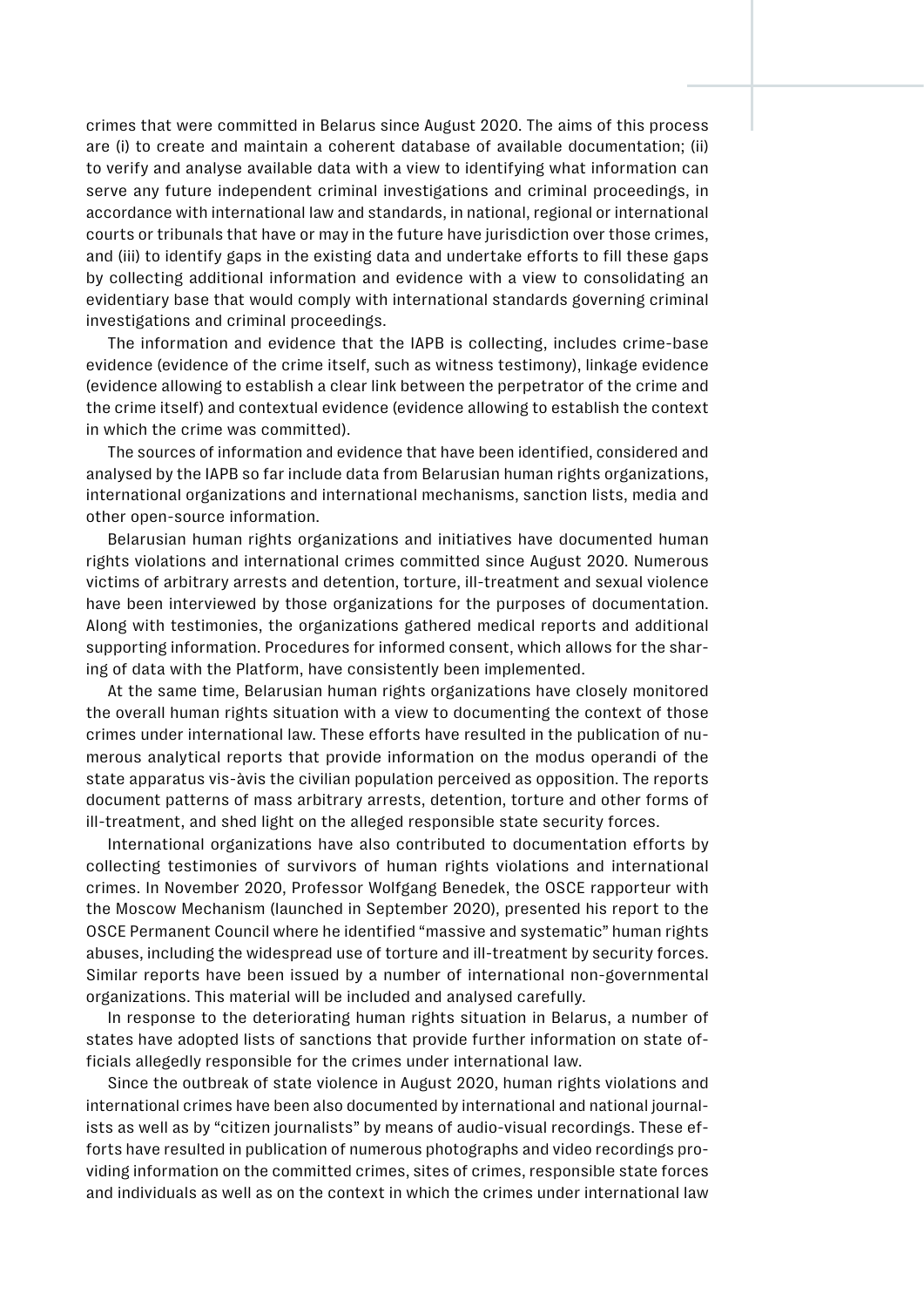crimes that were committed in Belarus since August 2020. The aims of this process are (i) to create and maintain a coherent database of available documentation; (ii) to verify and analyse available data with a view to identifying what information can serve any future independent criminal investigations and criminal proceedings, in accordance with international law and standards, in national, regional or international courts or tribunals that have or may in the future have jurisdiction over those crimes, and (iii) to identify gaps in the existing data and undertake efforts to fill these gaps by collecting additional information and evidence with a view to consolidating an evidentiary base that would comply with international standards governing criminal investigations and criminal proceedings.

The information and evidence that the IAPB is collecting, includes crime-base evidence (evidence of the crime itself, such as witness testimony), linkage evidence (evidence allowing to establish a clear link between the perpetrator of the crime and the crime itself) and contextual evidence (evidence allowing to establish the context in which the crime was committed).

The sources of information and evidence that have been identified, considered and analysed by the IAPB so far include data from Belarusian human rights organizations, international organizations and international mechanisms, sanction lists, media and other open-source information.

Belarusian human rights organizations and initiatives have documented human rights violations and international crimes committed since August 2020. Numerous victims of arbitrary arrests and detention, torture, ill-treatment and sexual violence have been interviewed by those organizations for the purposes of documentation. Along with testimonies, the organizations gathered medical reports and additional supporting information. Procedures for informed consent, which allows for the sharing of data with the Platform, have consistently been implemented.

At the same time, Belarusian human rights organizations have closely monitored the overall human rights situation with a view to documenting the context of those crimes under international law. These efforts have resulted in the publication of numerous analytical reports that provide information on the modus operandi of the state apparatus vis-àvis the civilian population perceived as opposition. The reports document patterns of mass arbitrary arrests, detention, torture and other forms of ill-treatment, and shed light on the alleged responsible state security forces.

International organizations have also contributed to documentation efforts by collecting testimonies of survivors of human rights violations and international crimes. In November 2020, Professor Wolfgang Benedek, the OSCE rapporteur with the Moscow Mechanism (launched in September 2020), presented his report to the OSCE Permanent Council where he identified "massive and systematic" human rights abuses, including the widespread use of torture and ill-treatment by security forces. Similar reports have been issued by a number of international non-governmental organizations. This material will be included and analysed carefully.

In response to the deteriorating human rights situation in Belarus, a number of states have adopted lists of sanctions that provide further information on state officials allegedly responsible for the crimes under international law.

Since the outbreak of state violence in August 2020, human rights violations and international crimes have been also documented by international and national journalists as well as by "citizen journalists" by means of audio-visual recordings. These efforts have resulted in publication of numerous photographs and video recordings providing information on the committed crimes, sites of crimes, responsible state forces and individuals as well as on the context in which the crimes under international law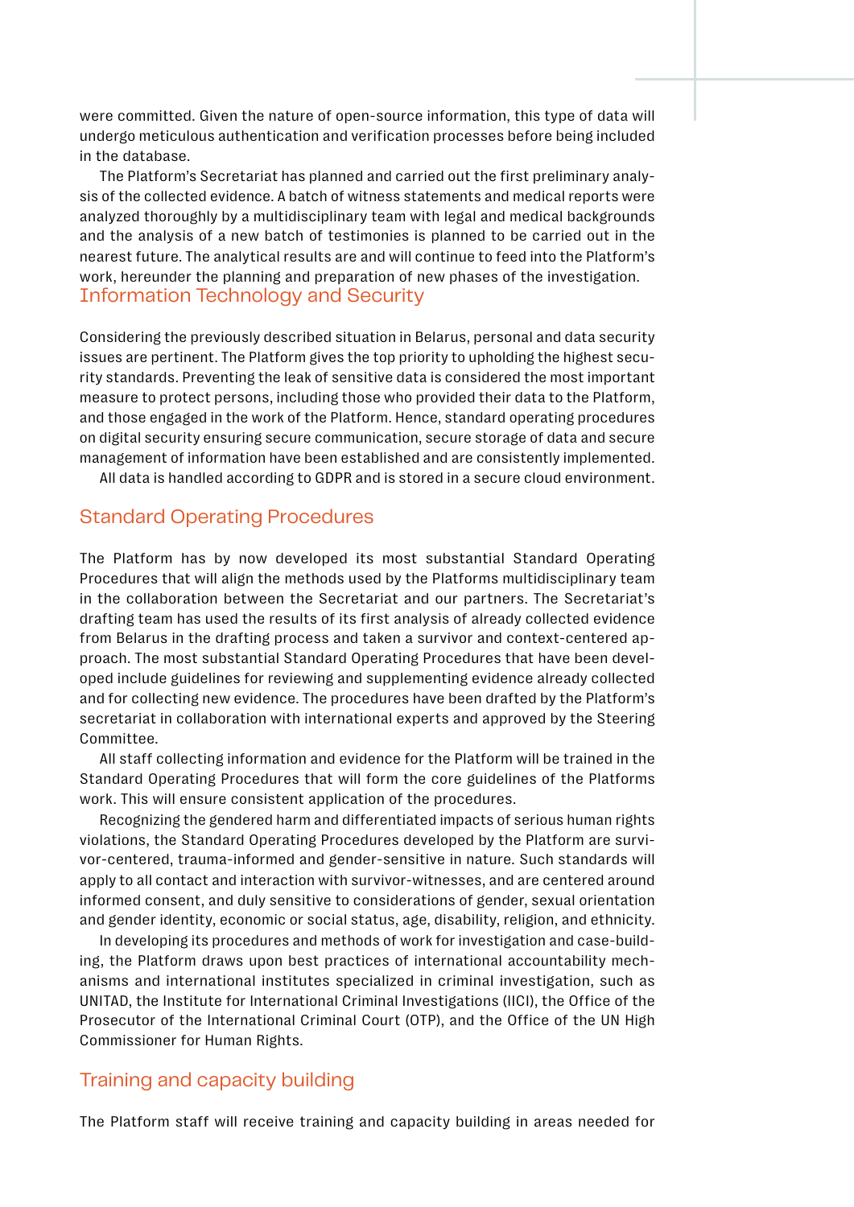were committed. Given the nature of open-source information, this type of data will undergo meticulous authentication and verification processes before being included in the database.

The Platform's Secretariat has planned and carried out the first preliminary analysis of the collected evidence. A batch of witness statements and medical reports were analyzed thoroughly by a multidisciplinary team with legal and medical backgrounds and the analysis of a new batch of testimonies is planned to be carried out in the nearest future. The analytical results are and will continue to feed into the Platform's work, hereunder the planning and preparation of new phases of the investigation.

## Information Technology and Security

Considering the previously described situation in Belarus, personal and data security issues are pertinent. The Platform gives the top priority to upholding the highest security standards. Preventing the leak of sensitive data is considered the most important measure to protect persons, including those who provided their data to the Platform, and those engaged in the work of the Platform. Hence, standard operating procedures on digital security ensuring secure communication, secure storage of data and secure management of information have been established and are consistently implemented.

All data is handled according to GDPR and is stored in a secure cloud environment.

## Standard Operating Procedures

The Platform has by now developed its most substantial Standard Operating Procedures that will align the methods used by the Platforms multidisciplinary team in the collaboration between the Secretariat and our partners. The Secretariat's drafting team has used the results of its first analysis of already collected evidence from Belarus in the drafting process and taken a survivor and context-centered approach. The most substantial Standard Operating Procedures that have been developed include guidelines for reviewing and supplementing evidence already collected and for collecting new evidence. The procedures have been drafted by the Platform's secretariat in collaboration with international experts and approved by the Steering Committee.

All staff collecting information and evidence for the Platform will be trained in the Standard Operating Procedures that will form the core guidelines of the Platforms work. This will ensure consistent application of the procedures.

Recognizing the gendered harm and differentiated impacts of serious human rights violations, the Standard Operating Procedures developed by the Platform are survivor-centered, trauma-informed and gender-sensitive in nature. Such standards will apply to all contact and interaction with survivor-witnesses, and are centered around informed consent, and duly sensitive to considerations of gender, sexual orientation and gender identity, economic or social status, age, disability, religion, and ethnicity.

In developing its procedures and methods of work for investigation and case-building, the Platform draws upon best practices of international accountability mechanisms and international institutes specialized in criminal investigation, such as UNITAD, the Institute for International Criminal Investigations (IICI), the Office of the Prosecutor of the International Criminal Court (OTP), and the Office of the UN High Commissioner for Human Rights.

## Training and capacity building

The Platform staff will receive training and capacity building in areas needed for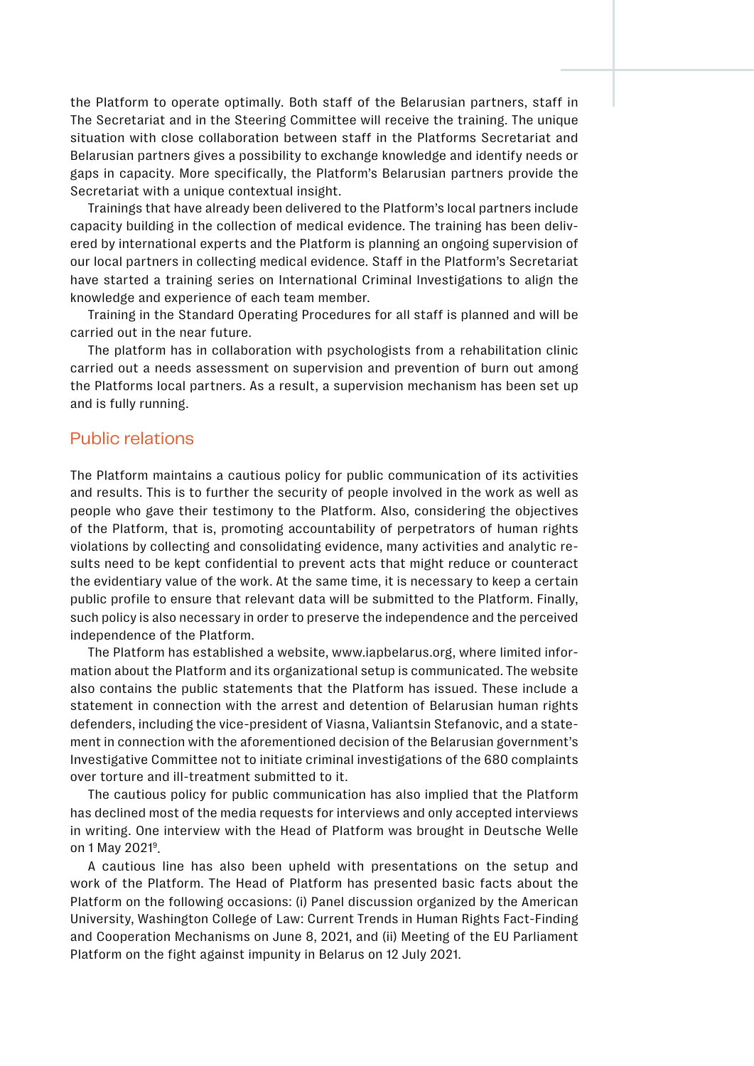the Platform to operate optimally. Both staff of the Belarusian partners, staff in The Secretariat and in the Steering Committee will receive the training. The unique situation with close collaboration between staff in the Platforms Secretariat and Belarusian partners gives a possibility to exchange knowledge and identify needs or gaps in capacity. More specifically, the Platform's Belarusian partners provide the Secretariat with a unique contextual insight.

Trainings that have already been delivered to the Platform's local partners include capacity building in the collection of medical evidence. The training has been delivered by international experts and the Platform is planning an ongoing supervision of our local partners in collecting medical evidence. Staff in the Platform's Secretariat have started a training series on International Criminal Investigations to align the knowledge and experience of each team member.

Training in the Standard Operating Procedures for all staff is planned and will be carried out in the near future.

The platform has in collaboration with psychologists from a rehabilitation clinic carried out a needs assessment on supervision and prevention of burn out among the Platforms local partners. As a result, a supervision mechanism has been set up and is fully running.

## Public relations

The Platform maintains a cautious policy for public communication of its activities and results. This is to further the security of people involved in the work as well as people who gave their testimony to the Platform. Also, considering the objectives of the Platform, that is, promoting accountability of perpetrators of human rights violations by collecting and consolidating evidence, many activities and analytic results need to be kept confidential to prevent acts that might reduce or counteract the evidentiary value of the work. At the same time, it is necessary to keep a certain public profile to ensure that relevant data will be submitted to the Platform. Finally, such policy is also necessary in order to preserve the independence and the perceived independence of the Platform.

The Platform has established a website, www.iapbelarus.org, where limited information about the Platform and its organizational setup is communicated. The website also contains the public statements that the Platform has issued. These include a statement in connection with the arrest and detention of Belarusian human rights defenders, including the vice-president of Viasna, Valiantsin Stefanovic, and a statement in connection with the aforementioned decision of the Belarusian government's Investigative Committee not to initiate criminal investigations of the 680 complaints over torture and ill-treatment submitted to it.

The cautious policy for public communication has also implied that the Platform has declined most of the media requests for interviews and only accepted interviews in writing. One interview with the Head of Platform was brought in Deutsche Welle on 1 May 2021[9].

A cautious line has also been upheld with presentations on the setup and work of the Platform. The Head of Platform has presented basic facts about the Platform on the following occasions: (i) Panel discussion organized by the American University, Washington College of Law: Current Trends in Human Rights Fact-Finding and Cooperation Mechanisms on June 8, 2021, and (ii) Meeting of the EU Parliament Platform on the fight against impunity in Belarus on 12 July 2021.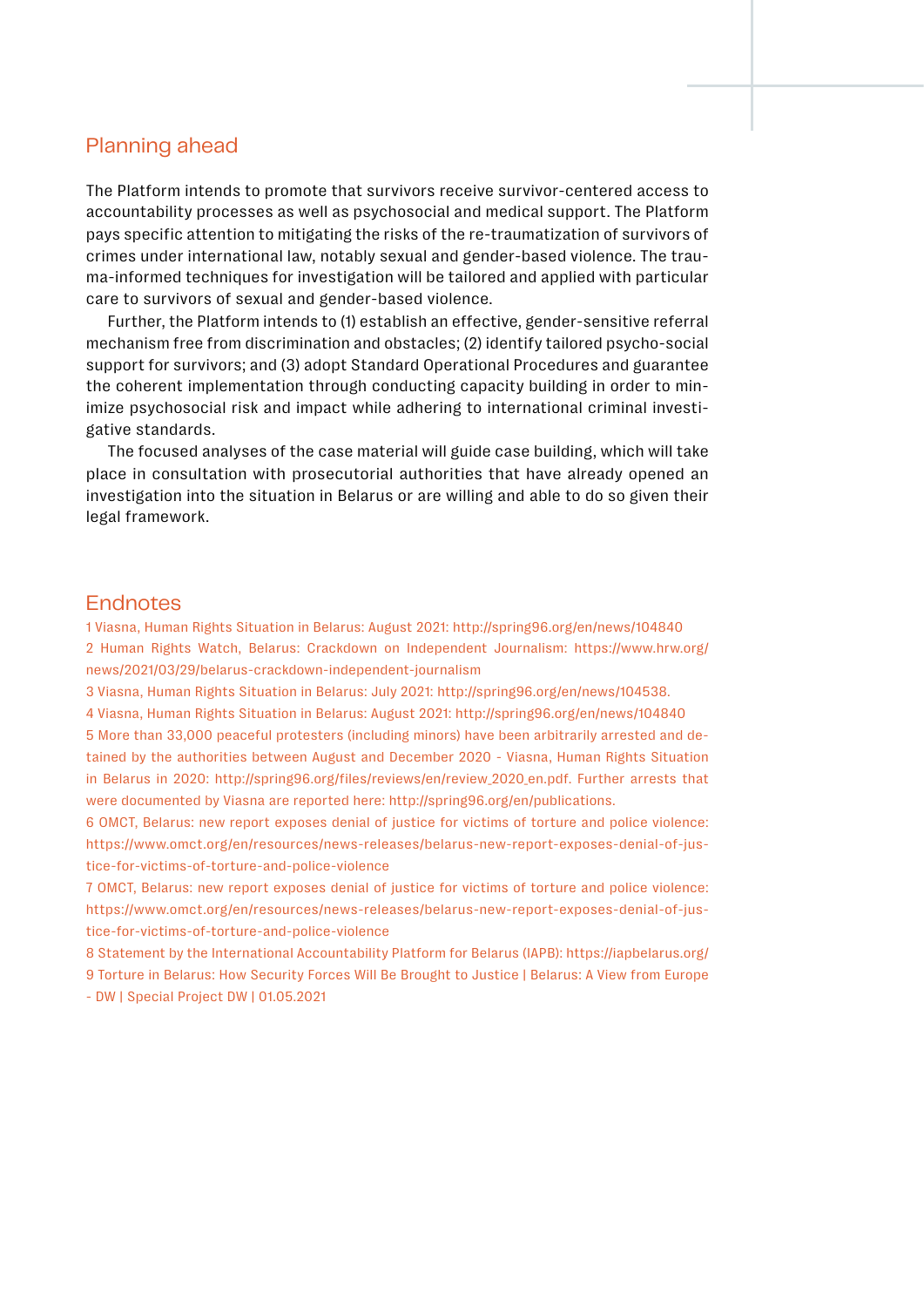## Planning ahead

The Platform intends to promote that survivors receive survivor-centered access to accountability processes as well as psychosocial and medical support. The Platform pays specific attention to mitigating the risks of the re-traumatization of survivors of crimes under international law, notably sexual and gender-based violence. The trauma-informed techniques for investigation will be tailored and applied with particular care to survivors of sexual and gender-based violence.

Further, the Platform intends to (1) establish an effective, gender-sensitive referral mechanism free from discrimination and obstacles; (2) identify tailored psycho-social support for survivors; and (3) adopt Standard Operational Procedures and guarantee the coherent implementation through conducting capacity building in order to minimize psychosocial risk and impact while adhering to international criminal investigative standards.

The focused analyses of the case material will guide case building, which will take place in consultation with prosecutorial authorities that have already opened an investigation into the situation in Belarus or are willing and able to do so given their legal framework.

## Endnotes

1 Viasna, Human Rights Situation in Belarus: August 2021: http://spring96.org/en/news/104840

2 Human Rights Watch, Belarus: Crackdown on Independent Journalism: https://www.hrw.org/news/2021/03/29/belarus-crackdown-independent-journalism

3 Viasna, Human Rights Situation in Belarus: July 2021: http://spring96.org/en/news/104538.

4 Viasna, Human Rights Situation in Belarus: August 2021: http://spring96.org/en/news/104840

5 More than 33,000 peaceful protesters (including minors) have been arbitrarily arrested and detained by the authorities between August and December 2020 - Viasna, Human Rights Situation in Belarus in 2020: http://spring96.org/files/reviews/en/review_2020_en.pdf. Further arrests that were documented by Viasna are reported here: http://spring96.org/en/publications.

6 OMCT, Belarus: new report exposes denial of justice for victims of torture and police violence: https://www.omct.org/en/resources/news-releases/belarus-new-report-exposes-denial-of-justice-for-victims-of-torture-and-police-violence

7 OMCT, Belarus: new report exposes denial of justice for victims of torture and police violence: https://www.omct.org/en/resources/news-releases/belarus-new-report-exposes-denial-of-justice-for-victims-of-torture-and-police-violence

8 Statement by the International Accountability Platform for Belarus (IAPB): https://iapbelarus.org/

9 Torture in Belarus: How Security Forces Will Be Brought to Justice | Belarus: A View from Europe - DW | Special Project DW | 01.05.2021